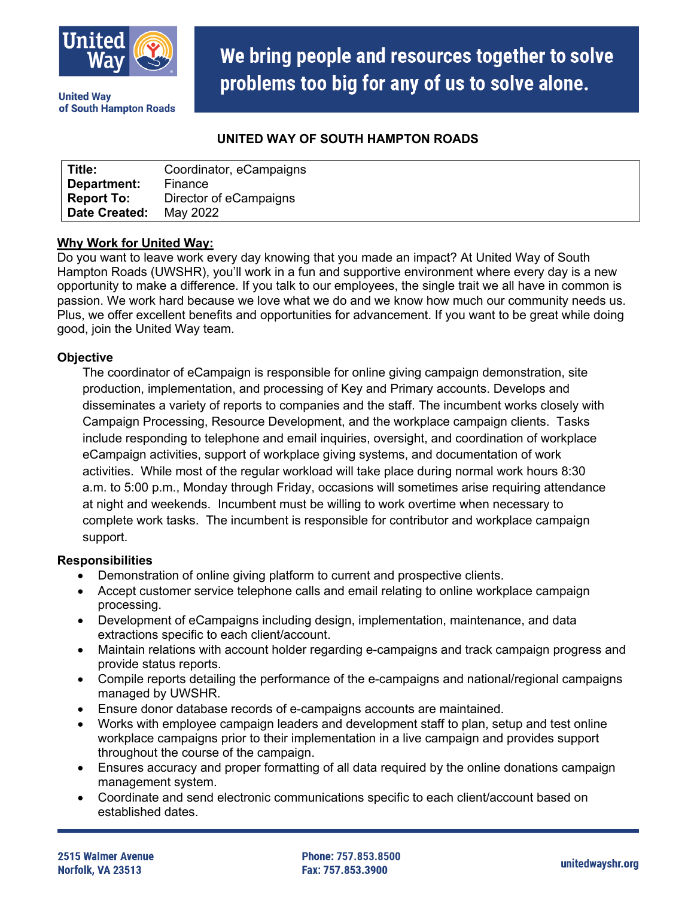United Way of South Hampton Roads

# We bring people and resources together to solve problems too big for any of us to solve alone.

## UNITED WAY OF SOUTH HAMPTON ROADS

| | |
|---|---|
| **Title:** | Coordinator, eCampaigns |
| **Department:** | Finance |
| **Report To:** | Director of eCampaigns |
| **Date Created:** | May 2022 |

### Why Work for United Way:

Do you want to leave work every day knowing that you made an impact? At United Way of South Hampton Roads (UWSHR), you'll work in a fun and supportive environment where every day is a new opportunity to make a difference. If you talk to our employees, the single trait we all have in common is passion. We work hard because we love what we do and we know how much our community needs us. Plus, we offer excellent benefits and opportunities for advancement. If you want to be great while doing good, join the United Way team.

### Objective

The coordinator of eCampaign is responsible for online giving campaign demonstration, site production, implementation, and processing of Key and Primary accounts. Develops and disseminates a variety of reports to companies and the staff. The incumbent works closely with Campaign Processing, Resource Development, and the workplace campaign clients. Tasks include responding to telephone and email inquiries, oversight, and coordination of workplace eCampaign activities, support of workplace giving systems, and documentation of work activities. While most of the regular workload will take place during normal work hours 8:30 a.m. to 5:00 p.m., Monday through Friday, occasions will sometimes arise requiring attendance at night and weekends. Incumbent must be willing to work overtime when necessary to complete work tasks. The incumbent is responsible for contributor and workplace campaign support.

### Responsibilities

- Demonstration of online giving platform to current and prospective clients.
- Accept customer service telephone calls and email relating to online workplace campaign processing.
- Development of eCampaigns including design, implementation, maintenance, and data extractions specific to each client/account.
- Maintain relations with account holder regarding e-campaigns and track campaign progress and provide status reports.
- Compile reports detailing the performance of the e-campaigns and national/regional campaigns managed by UWSHR.
- Ensure donor database records of e-campaigns accounts are maintained.
- Works with employee campaign leaders and development staff to plan, setup and test online workplace campaigns prior to their implementation in a live campaign and provides support throughout the course of the campaign.
- Ensures accuracy and proper formatting of all data required by the online donations campaign management system.
- Coordinate and send electronic communications specific to each client/account based on established dates.

2515 Walmer Avenue
Norfolk, VA 23513

Phone: 757.853.8500
Fax: 757.853.3900

unitedwayshr.org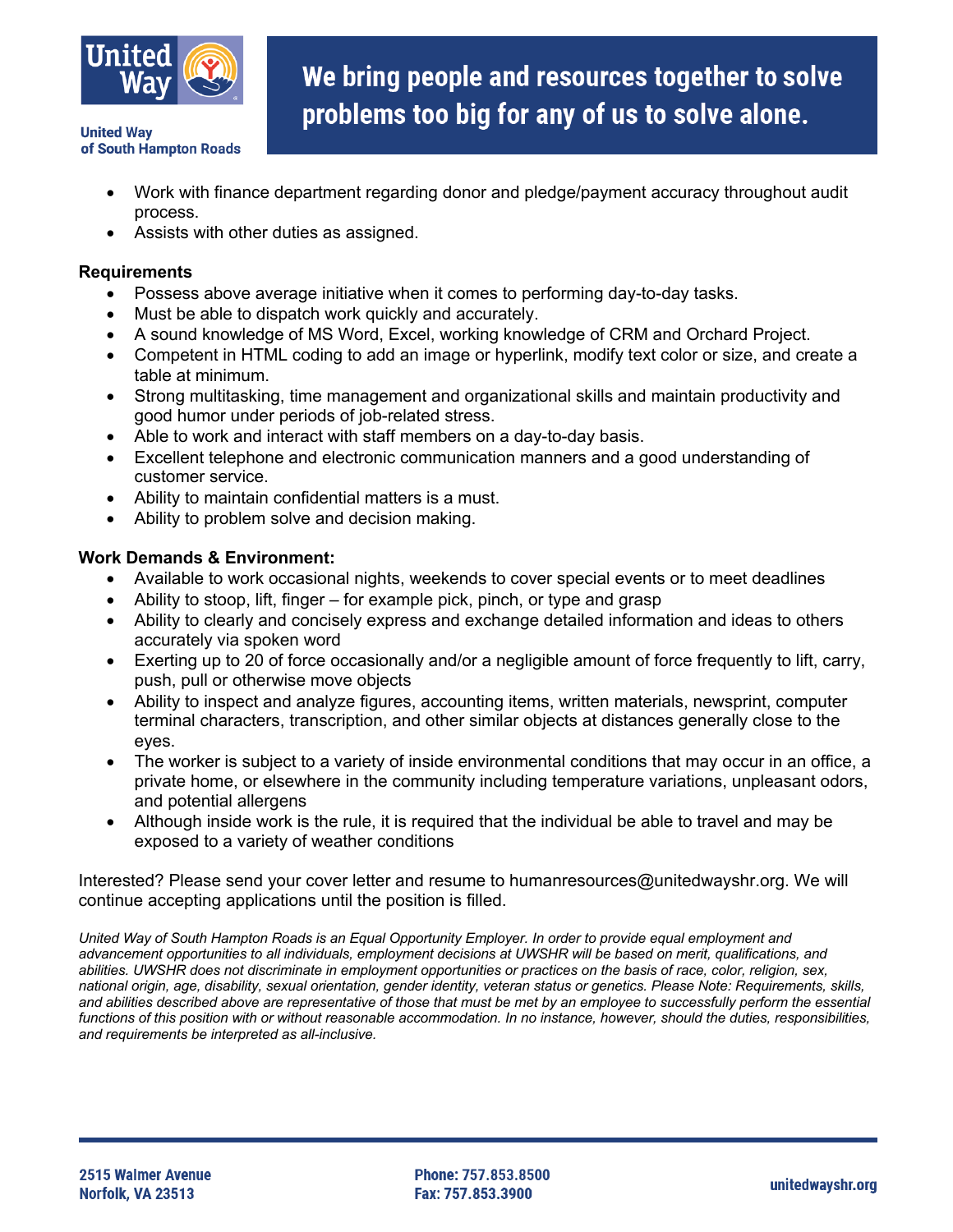- Work with finance department regarding donor and pledge/payment accuracy throughout audit process.
- Assists with other duties as assigned.

**Requirements**

- Possess above average initiative when it comes to performing day-to-day tasks.
- Must be able to dispatch work quickly and accurately.
- A sound knowledge of MS Word, Excel, working knowledge of CRM and Orchard Project.
- Competent in HTML coding to add an image or hyperlink, modify text color or size, and create a table at minimum.
- Strong multitasking, time management and organizational skills and maintain productivity and good humor under periods of job-related stress.
- Able to work and interact with staff members on a day-to-day basis.
- Excellent telephone and electronic communication manners and a good understanding of customer service.
- Ability to maintain confidential matters is a must.
- Ability to problem solve and decision making.

**Work Demands & Environment:**

- Available to work occasional nights, weekends to cover special events or to meet deadlines
- Ability to stoop, lift, finger – for example pick, pinch, or type and grasp
- Ability to clearly and concisely express and exchange detailed information and ideas to others accurately via spoken word
- Exerting up to 20 of force occasionally and/or a negligible amount of force frequently to lift, carry, push, pull or otherwise move objects
- Ability to inspect and analyze figures, accounting items, written materials, newsprint, computer terminal characters, transcription, and other similar objects at distances generally close to the eyes.
- The worker is subject to a variety of inside environmental conditions that may occur in an office, a private home, or elsewhere in the community including temperature variations, unpleasant odors, and potential allergens
- Although inside work is the rule, it is required that the individual be able to travel and may be exposed to a variety of weather conditions

Interested? Please send your cover letter and resume to humanresources@unitedwayshr.org. We will continue accepting applications until the position is filled.

*United Way of South Hampton Roads is an Equal Opportunity Employer. In order to provide equal employment and advancement opportunities to all individuals, employment decisions at UWSHR will be based on merit, qualifications, and abilities. UWSHR does not discriminate in employment opportunities or practices on the basis of race, color, religion, sex, national origin, age, disability, sexual orientation, gender identity, veteran status or genetics. Please Note: Requirements, skills, and abilities described above are representative of those that must be met by an employee to successfully perform the essential functions of this position with or without reasonable accommodation. In no instance, however, should the duties, responsibilities, and requirements be interpreted as all-inclusive.*